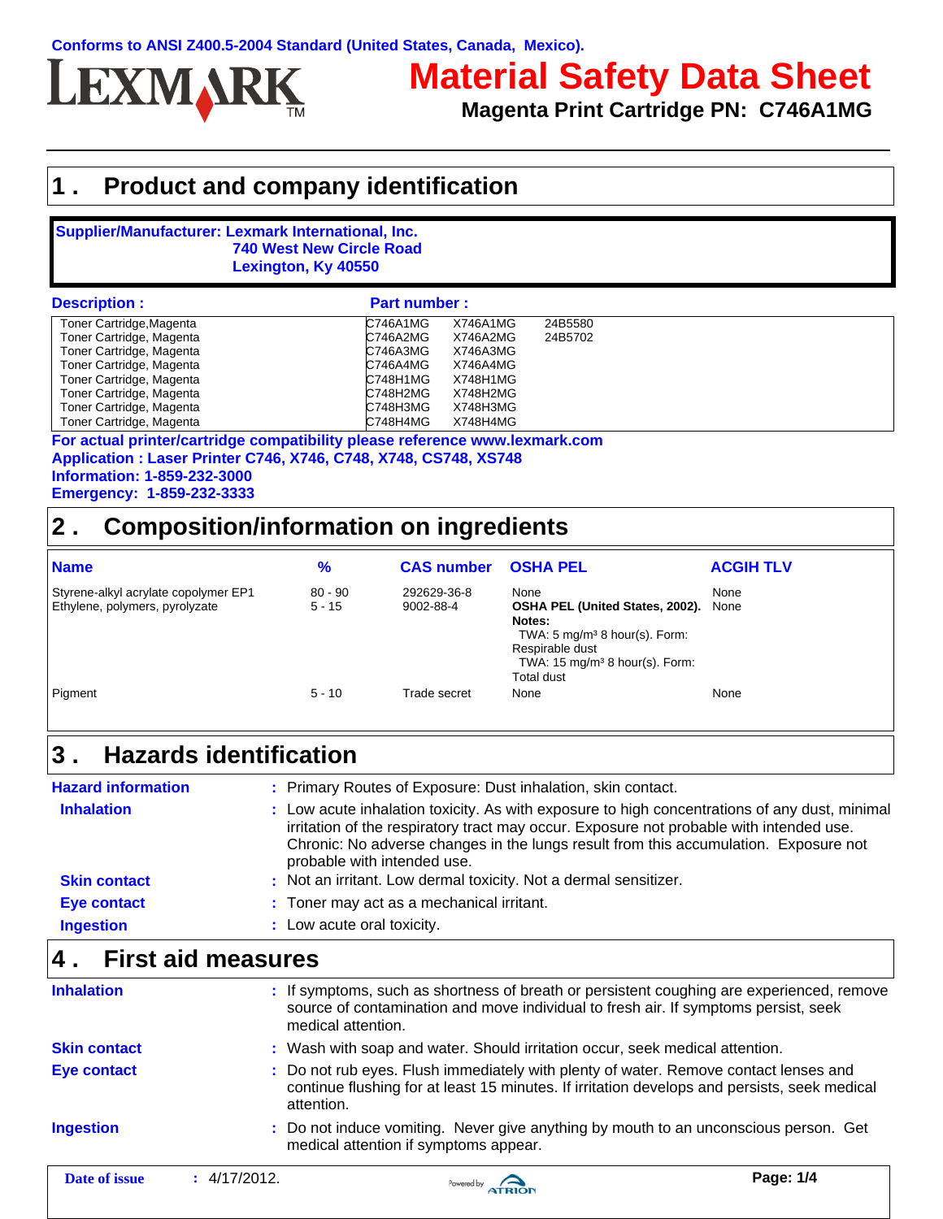Conforms to ANSI Z400.5-2004 Standard (United States, Canada, Mexico).

LEXMARK

# Material Safety Data Sheet

**Magenta Print Cartridge PN: C746A1MG**

## 1 . Product and company identification

**Supplier/Manufacturer: Lexmark International, Inc.**
**740 West New Circle Road**
**Lexington, Ky 40550**

| Description : | Part number : | | |
|---|---|---|---|
| Toner Cartridge,Magenta | C746A1MG | X746A1MG | 24B5580 |
| Toner Cartridge, Magenta | C746A2MG | X746A2MG | 24B5702 |
| Toner Cartridge, Magenta | C746A3MG | X746A3MG | |
| Toner Cartridge, Magenta | C746A4MG | X746A4MG | |
| Toner Cartridge, Magenta | C748H1MG | X748H1MG | |
| Toner Cartridge, Magenta | C748H2MG | X748H2MG | |
| Toner Cartridge, Magenta | C748H3MG | X748H3MG | |
| Toner Cartridge, Magenta | C748H4MG | X748H4MG | |

**For actual printer/cartridge compatibility please reference www.lexmark.com**
**Application : Laser Printer C746, X746, C748, X748, CS748, XS748**
**Information: 1-859-232-3000**
**Emergency: 1-859-232-3333**

## 2 . Composition/information on ingredients

| Name | % | CAS number | OSHA PEL | ACGIH TLV |
|---|---|---|---|---|
| Styrene-alkyl acrylate copolymer EP1 | 80 - 90 | 292629-36-8 | None | None |
| Ethylene, polymers, pyrolyzate | 5 - 15 | 9002-88-4 | **OSHA PEL (United States, 2002). Notes:** TWA: 5 mg/m³ 8 hour(s). Form: Respirable dust TWA: 15 mg/m³ 8 hour(s). Form: Total dust | None |
| Pigment | 5 - 10 | Trade secret | None | None |

## 3 . Hazards identification

**Hazard information** : Primary Routes of Exposure: Dust inhalation, skin contact.

**Inhalation** : Low acute inhalation toxicity. As with exposure to high concentrations of any dust, minimal irritation of the respiratory tract may occur. Exposure not probable with intended use. Chronic: No adverse changes in the lungs result from this accumulation. Exposure not probable with intended use.

**Skin contact** : Not an irritant. Low dermal toxicity. Not a dermal sensitizer.

**Eye contact** : Toner may act as a mechanical irritant.

**Ingestion** : Low acute oral toxicity.

## 4 . First aid measures

**Inhalation** : If symptoms, such as shortness of breath or persistent coughing are experienced, remove source of contamination and move individual to fresh air. If symptoms persist, seek medical attention.

**Skin contact** : Wash with soap and water. Should irritation occur, seek medical attention.

**Eye contact** : Do not rub eyes. Flush immediately with plenty of water. Remove contact lenses and continue flushing for at least 15 minutes. If irritation develops and persists, seek medical attention.

**Ingestion** : Do not induce vomiting. Never give anything by mouth to an unconscious person. Get medical attention if symptoms appear.

**Date of issue** : 4/17/2012.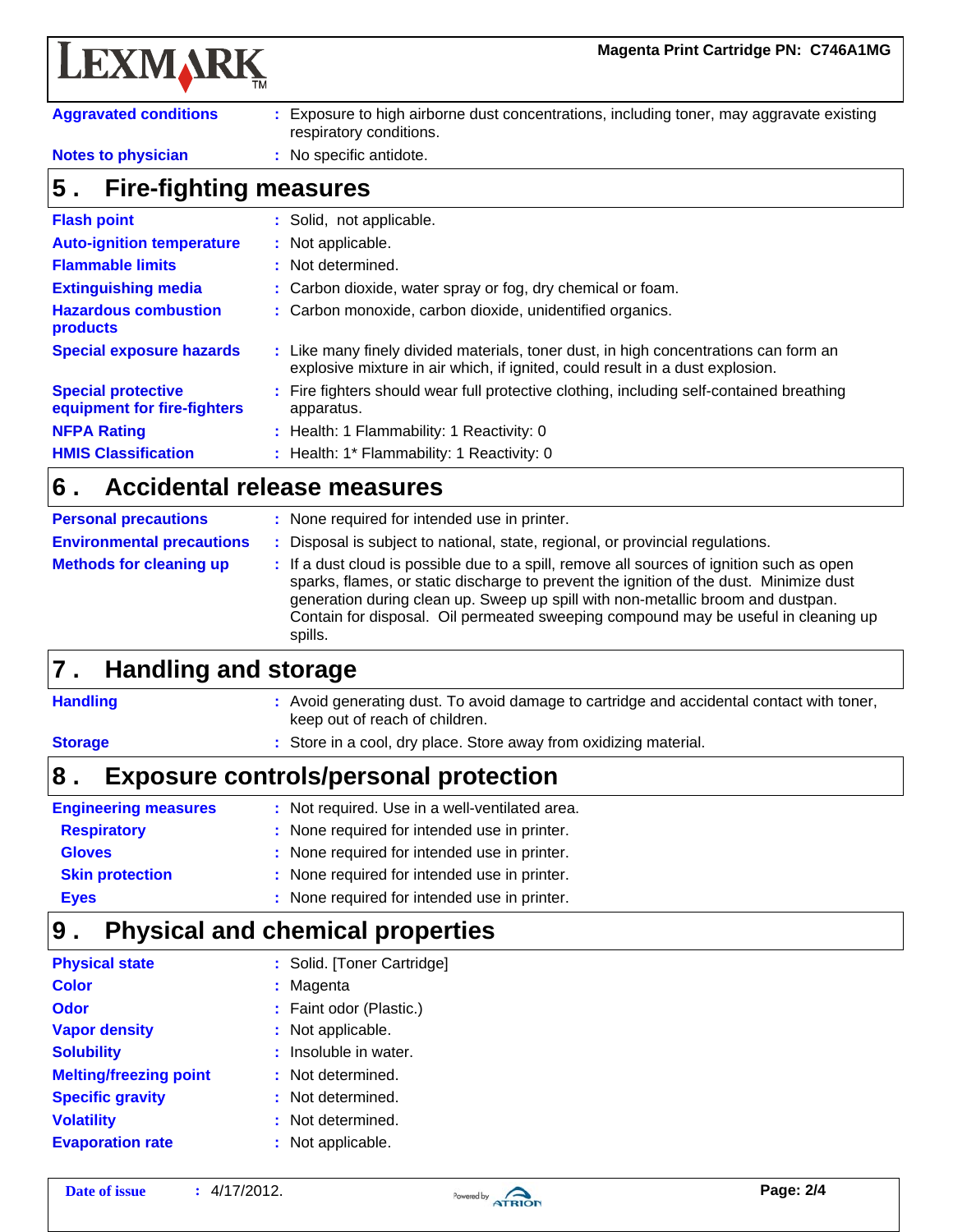**Aggravated conditions** : Exposure to high airborne dust concentrations, including toner, may aggravate existing respiratory conditions.

**Notes to physician** : No specific antidote.

## 5 . Fire-fighting measures

**Flash point** : Solid, not applicable.

**Auto-ignition temperature** : Not applicable.

**Flammable limits** : Not determined.

**Extinguishing media** : Carbon dioxide, water spray or fog, dry chemical or foam.

**Hazardous combustion products** : Carbon monoxide, carbon dioxide, unidentified organics.

**Special exposure hazards** : Like many finely divided materials, toner dust, in high concentrations can form an explosive mixture in air which, if ignited, could result in a dust explosion.

**Special protective equipment for fire-fighters** : Fire fighters should wear full protective clothing, including self-contained breathing apparatus.

**NFPA Rating** : Health: 1 Flammability: 1 Reactivity: 0

**HMIS Classification** : Health: 1* Flammability: 1 Reactivity: 0

## 6 . Accidental release measures

**Personal precautions** : None required for intended use in printer.

**Environmental precautions** : Disposal is subject to national, state, regional, or provincial regulations.

**Methods for cleaning up** : If a dust cloud is possible due to a spill, remove all sources of ignition such as open sparks, flames, or static discharge to prevent the ignition of the dust. Minimize dust generation during clean up. Sweep up spill with non-metallic broom and dustpan. Contain for disposal. Oil permeated sweeping compound may be useful in cleaning up spills.

## 7 . Handling and storage

**Handling** : Avoid generating dust. To avoid damage to cartridge and accidental contact with toner, keep out of reach of children.

**Storage** : Store in a cool, dry place. Store away from oxidizing material.

## 8 . Exposure controls/personal protection

**Engineering measures** : Not required. Use in a well-ventilated area.

**Respiratory** : None required for intended use in printer.

**Gloves** : None required for intended use in printer.

**Skin protection** : None required for intended use in printer.

**Eyes** : None required for intended use in printer.

## 9 . Physical and chemical properties

**Physical state** : Solid. [Toner Cartridge]

**Color** : Magenta

**Odor** : Faint odor (Plastic.)

**Vapor density** : Not applicable.

**Solubility** : Insoluble in water.

**Melting/freezing point** : Not determined.

**Specific gravity** : Not determined.

**Volatility** : Not determined.

**Evaporation rate** : Not applicable.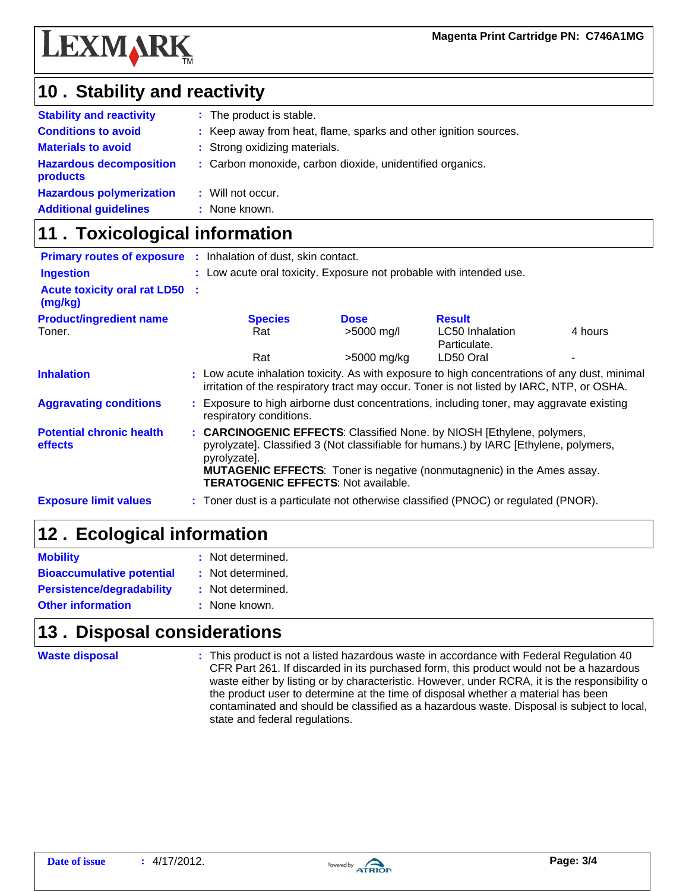## 10 . Stability and reactivity

**Stability and reactivity** : The product is stable.

**Conditions to avoid** : Keep away from heat, flame, sparks and other ignition sources.

**Materials to avoid** : Strong oxidizing materials.

**Hazardous decomposition products** : Carbon monoxide, carbon dioxide, unidentified organics.

**Hazardous polymerization** : Will not occur.

**Additional guidelines** : None known.

## 11 . Toxicological information

**Primary routes of exposure** : Inhalation of dust, skin contact.

**Ingestion** : Low acute oral toxicity. Exposure not probable with intended use.

**Acute toxicity oral rat LD50 (mg/kg)** :

| Product/ingredient name | Species | Dose | Result | |
|---|---|---|---|---|
| Toner. | Rat | >5000 mg/l | LC50 Inhalation Particulate. | 4 hours |
| | Rat | >5000 mg/kg | LD50 Oral | - |

**Inhalation** : Low acute inhalation toxicity. As with exposure to high concentrations of any dust, minimal irritation of the respiratory tract may occur. Toner is not listed by IARC, NTP, or OSHA.

**Aggravating conditions** : Exposure to high airborne dust concentrations, including toner, may aggravate existing respiratory conditions.

**Potential chronic health effects** : **CARCINOGENIC EFFECTS**: Classified None. by NIOSH [Ethylene, polymers, pyrolyzate]. Classified 3 (Not classifiable for humans.) by IARC [Ethylene, polymers, pyrolyzate].
**MUTAGENIC EFFECTS**: Toner is negative (nonmutagnenic) in the Ames assay.
**TERATOGENIC EFFECTS**: Not available.

**Exposure limit values** : Toner dust is a particulate not otherwise classified (PNOC) or regulated (PNOR).

## 12 . Ecological information

**Mobility** : Not determined.

**Bioaccumulative potential** : Not determined.

**Persistence/degradability** : Not determined.

**Other information** : None known.

## 13 . Disposal considerations

**Waste disposal** : This product is not a listed hazardous waste in accordance with Federal Regulation 40 CFR Part 261. If discarded in its purchased form, this product would not be a hazardous waste either by listing or by characteristic. However, under RCRA, it is the responsibility o the product user to determine at the time of disposal whether a material has been contaminated and should be classified as a hazardous waste. Disposal is subject to local, state and federal regulations.

**Date of issue** : 4/17/2012.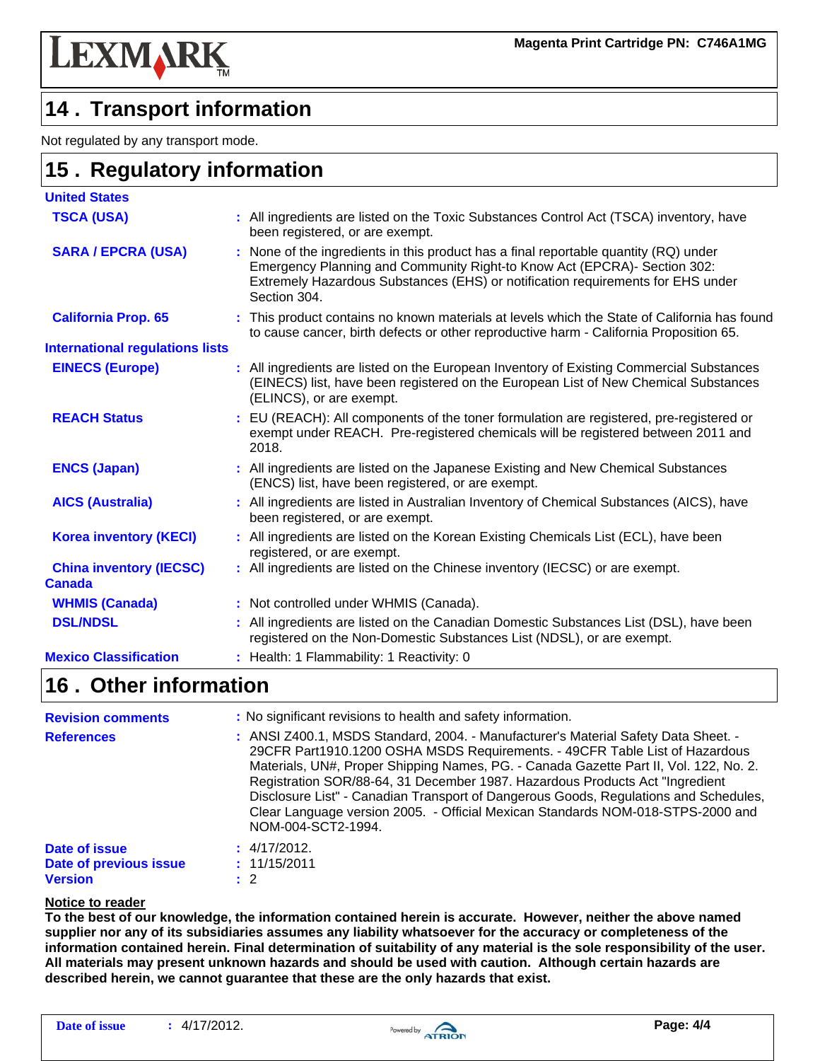## 14 . Transport information

Not regulated by any transport mode.

## 15 . Regulatory information

**United States**

**TSCA (USA)** : All ingredients are listed on the Toxic Substances Control Act (TSCA) inventory, have been registered, or are exempt.

**SARA / EPCRA (USA)** : None of the ingredients in this product has a final reportable quantity (RQ) under Emergency Planning and Community Right-to Know Act (EPCRA)- Section 302: Extremely Hazardous Substances (EHS) or notification requirements for EHS under Section 304.

**California Prop. 65** : This product contains no known materials at levels which the State of California has found to cause cancer, birth defects or other reproductive harm - California Proposition 65.

**International regulations lists**

**EINECS (Europe)** : All ingredients are listed on the European Inventory of Existing Commercial Substances (EINECS) list, have been registered on the European List of New Chemical Substances (ELINCS), or are exempt.

**REACH Status** : EU (REACH): All components of the toner formulation are registered, pre-registered or exempt under REACH. Pre-registered chemicals will be registered between 2011 and 2018.

**ENCS (Japan)** : All ingredients are listed on the Japanese Existing and New Chemical Substances (ENCS) list, have been registered, or are exempt.

**AICS (Australia)** : All ingredients are listed in Australian Inventory of Chemical Substances (AICS), have been registered, or are exempt.

**Korea inventory (KECI)** : All ingredients are listed on the Korean Existing Chemicals List (ECL), have been registered, or are exempt.

**China inventory (IECSC)** : All ingredients are listed on the Chinese inventory (IECSC) or are exempt.

**Canada**

**WHMIS (Canada)** : Not controlled under WHMIS (Canada).

**DSL/NDSL** : All ingredients are listed on the Canadian Domestic Substances List (DSL), have been registered on the Non-Domestic Substances List (NDSL), or are exempt.

**Mexico Classification** : Health: 1 Flammability: 1 Reactivity: 0

## 16 . Other information

**Revision comments** : No significant revisions to health and safety information.

**References** : ANSI Z400.1, MSDS Standard, 2004. - Manufacturer's Material Safety Data Sheet. - 29CFR Part1910.1200 OSHA MSDS Requirements. - 49CFR Table List of Hazardous Materials, UN#, Proper Shipping Names, PG. - Canada Gazette Part II, Vol. 122, No. 2. Registration SOR/88-64, 31 December 1987. Hazardous Products Act "Ingredient Disclosure List" - Canadian Transport of Dangerous Goods, Regulations and Schedules, Clear Language version 2005. - Official Mexican Standards NOM-018-STPS-2000 and NOM-004-SCT2-1994.

**Date of issue** : 4/17/2012.
**Date of previous issue** : 11/15/2011
**Version** : 2

**Notice to reader**

**To the best of our knowledge, the information contained herein is accurate. However, neither the above named supplier nor any of its subsidiaries assumes any liability whatsoever for the accuracy or completeness of the information contained herein. Final determination of suitability of any material is the sole responsibility of the user. All materials may present unknown hazards and should be used with caution. Although certain hazards are described herein, we cannot guarantee that these are the only hazards that exist.**